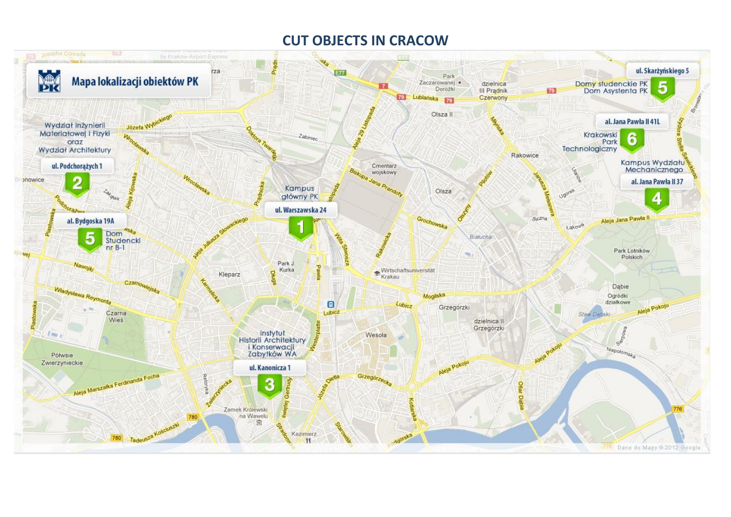# CUT OBJECTS IN CRACOW

Mapa lokalizacji obiektów PK

ul. Warszawska 24
1
Kampus główny PK

ul. Podchorążych 1
2
Wydział Inżynierii Materiałowej i Fizyki oraz Wydział Architektury

ul. Kanonicza 1
3
Instytut Historii Architektury i Konserwacji Zabytków WA

al. Jana Pawła II 37
4
Kampus Wydziału Mechanicznego

al. Bydgoska 19A
5
Dom Studencki nr B-1

ul. Skarżyńskiego 5
5
Domy studenckie PK
Dom Asystenta PK

al. Jana Pawła II 41L
6
Krakowski Park Technologiczny

Dane do Mapy ©2012 Google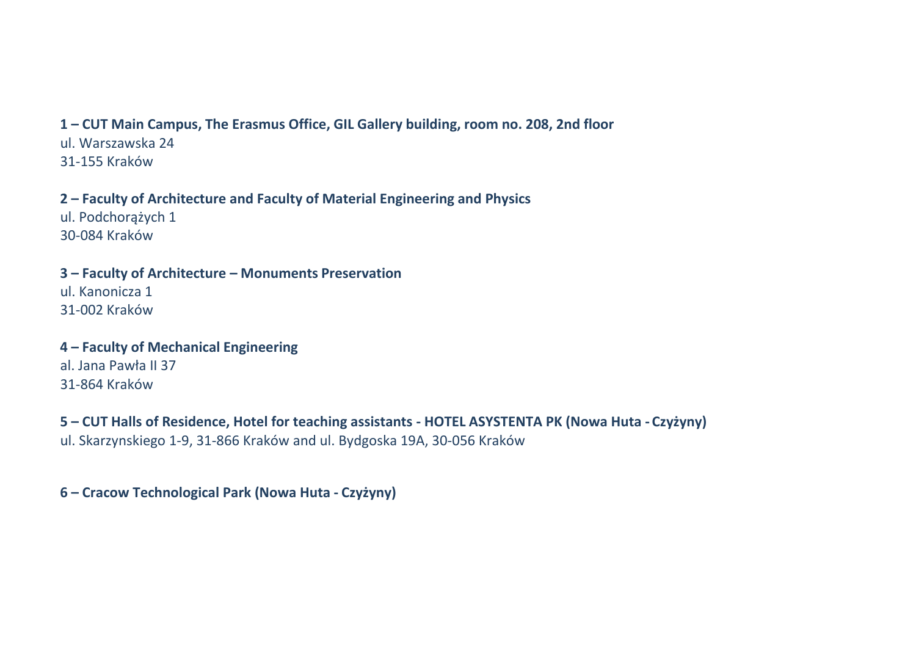**1 – CUT Main Campus, The Erasmus Office, GIL Gallery building, room no. 208, 2nd floor**
ul. Warszawska 24
31-155 Kraków

**2 – Faculty of Architecture and Faculty of Material Engineering and Physics**
ul. Podchorążych 1
30-084 Kraków

**3 – Faculty of Architecture – Monuments Preservation**
ul. Kanonicza 1
31-002 Kraków

**4 – Faculty of Mechanical Engineering**
al. Jana Pawła II 37
31-864 Kraków

**5 – CUT Halls of Residence, Hotel for teaching assistants - HOTEL ASYSTENTA PK (Nowa Huta - Czyżyny)**
ul. Skarzynskiego 1-9, 31-866 Kraków and ul. Bydgoska 19A, 30-056 Kraków

**6 – Cracow Technological Park (Nowa Huta - Czyżyny)**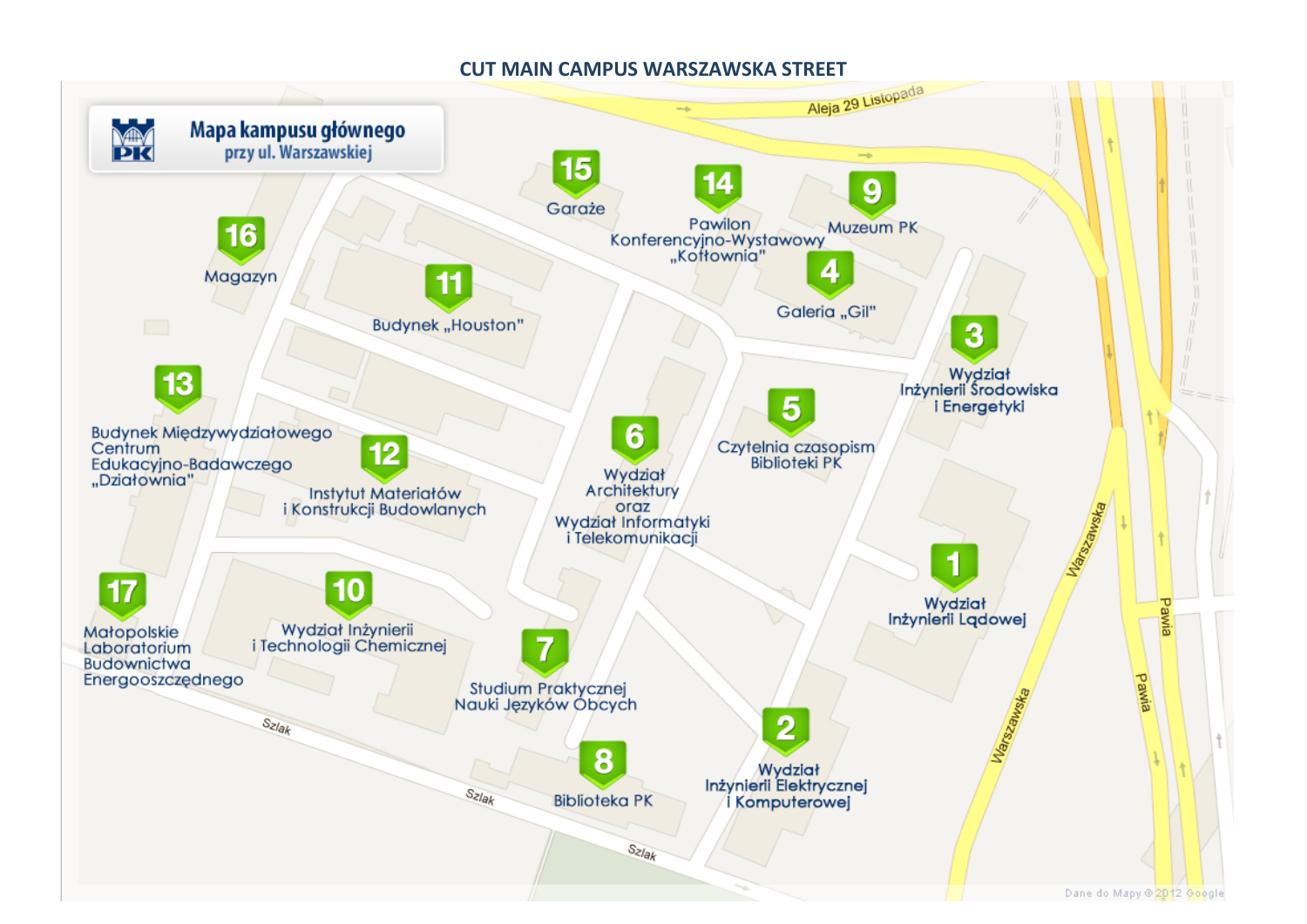# CUT MAIN CAMPUS WARSZAWSKA STREET

Mapa kampusu głównego
przy ul. Warszawskiej

1 Wydział Inżynierii Lądowej

2 Wydział Inżynierii Elektrycznej i Komputerowej

3 Wydział Inżynierii Środowiska i Energetyki

4 Galeria „Gil"

5 Czytelnia czasopism Biblioteki PK

6 Wydział Architektury oraz Wydział Informatyki i Telekomunikacji

7 Studium Praktycznej Nauki Języków Obcych

8 Biblioteka PK

9 Muzeum PK

10 Wydział Inżynierii i Technologii Chemicznej

11 Budynek „Houston"

12 Instytut Materiałów i Konstrukcji Budowlanych

13 Budynek Międzywydziałowego Centrum Edukacyjno-Badawczego „Działownia"

14 Pawilon Konferencyjno-Wystawowy „Kotłownia"

15 Garaże

16 Magazyn

17 Małopolskie Laboratorium Budownictwa Energooszczędnego

Aleja 29 Listopada

Warszawska

Pawia

Szlak

Dane do Mapy ©2012 Google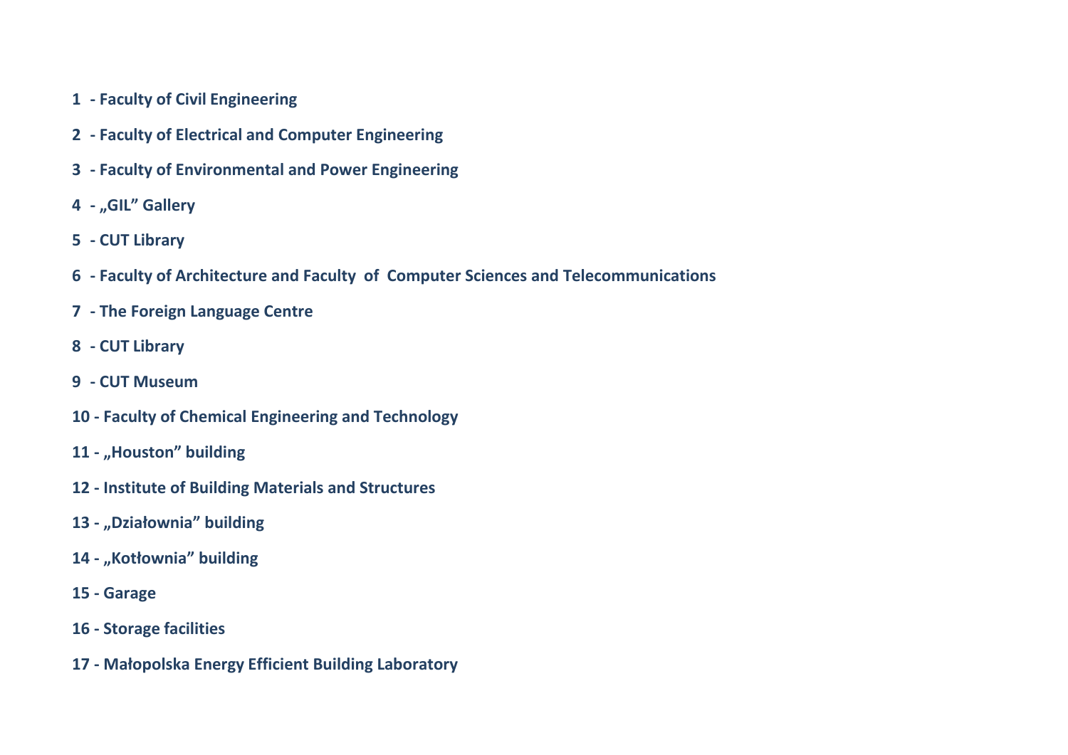**1 - Faculty of Civil Engineering**

**2 - Faculty of Electrical and Computer Engineering**

**3 - Faculty of Environmental and Power Engineering**

**4 - „GIL" Gallery**

**5 - CUT Library**

**6 - Faculty of Architecture and Faculty of Computer Sciences and Telecommunications**

**7 - The Foreign Language Centre**

**8 - CUT Library**

**9 - CUT Museum**

**10 - Faculty of Chemical Engineering and Technology**

**11 - „Houston" building**

**12 - Institute of Building Materials and Structures**

**13 - „Działownia" building**

**14 - „Kotłownia" building**

**15 - Garage**

**16 - Storage facilities**

**17 - Małopolska Energy Efficient Building Laboratory**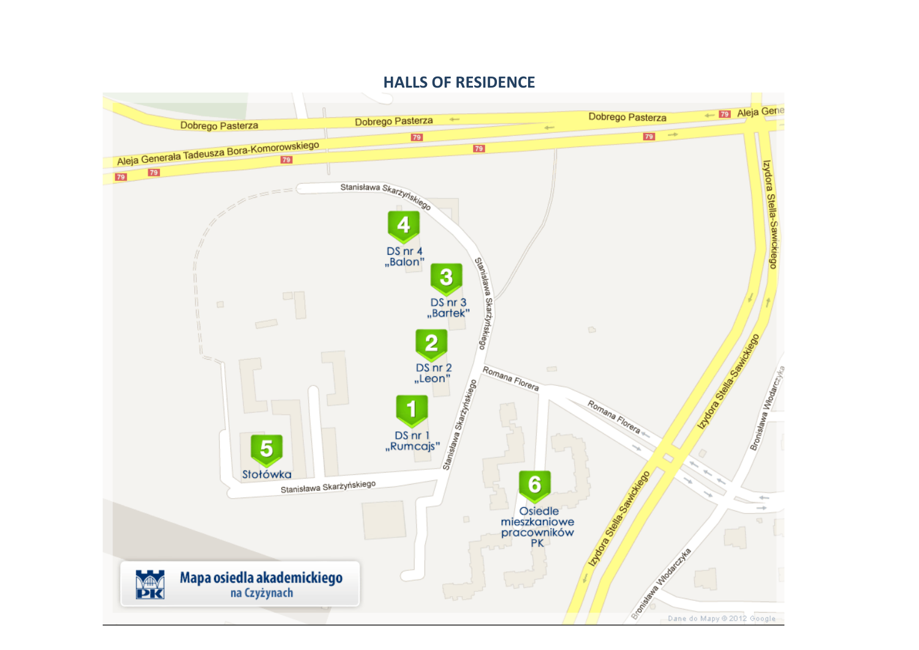## HALLS OF RESIDENCE

Dobrego Pasterza

Dobrego Pasterza

Dobrego Pasterza

Aleja Gene

Aleja Generała Tadeusza Bora-Komorowskiego

79

Stanisława Skarżyńskiego

4
DS nr 4
„Balon"

3
DS nr 3
„Bartek"

2
DS nr 2
„Leon"

1
DS nr 1
„Rumcajs"

5
Stołówka

6
Osiedle mieszkaniowe pracowników PK

Romana Florera

Izydora Stella-Sawickiego

Bronisława Włodarczyka

Mapa osiedla akademickiego na Czyżynach

PK

Dane do Mapy © 2012 Google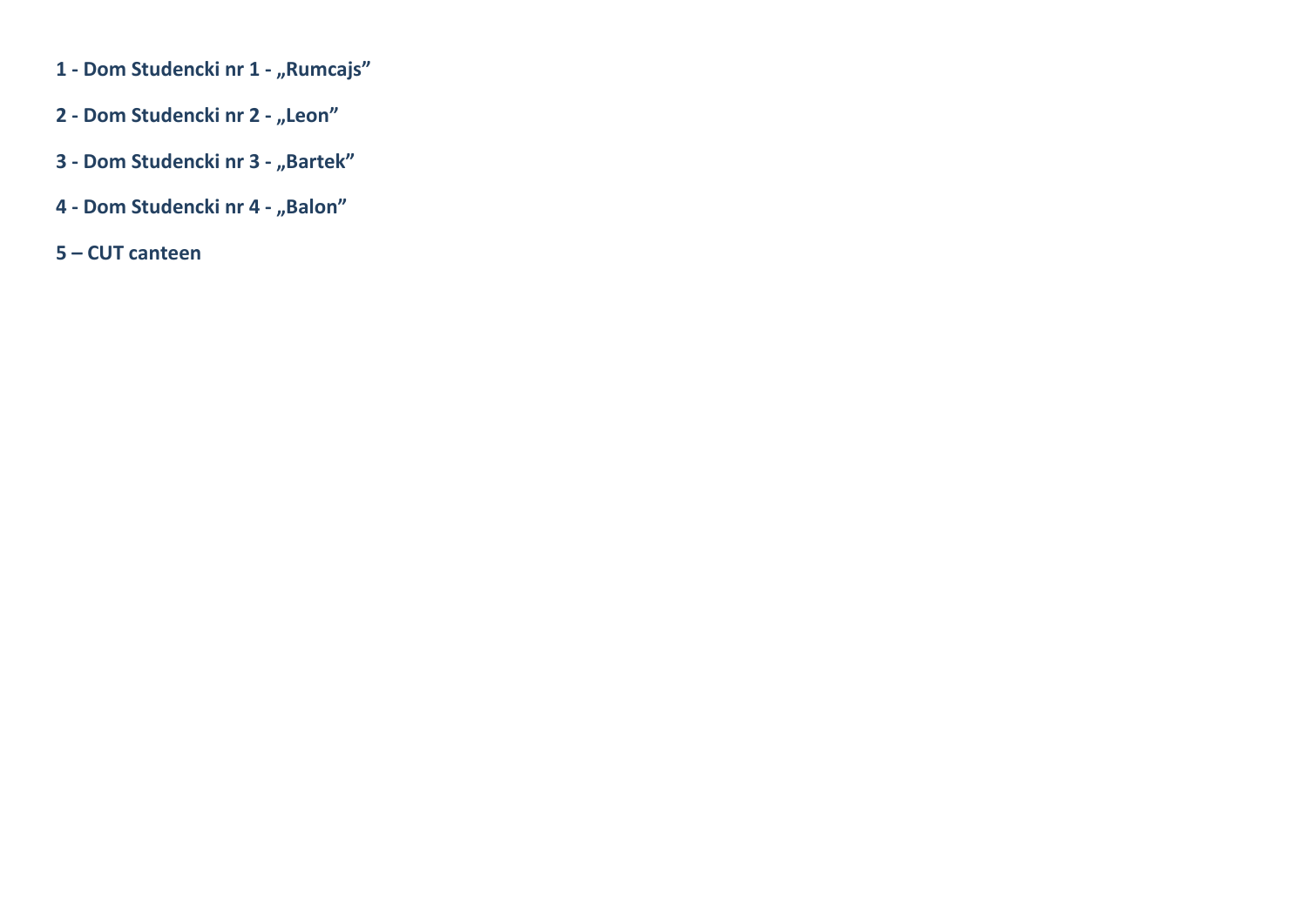**1 - Dom Studencki nr 1 - „Rumcajs”**

**2 - Dom Studencki nr 2 - „Leon”**

**3 - Dom Studencki nr 3 - „Bartek”**

**4 - Dom Studencki nr 4 - „Balon”**

**5 – CUT canteen**